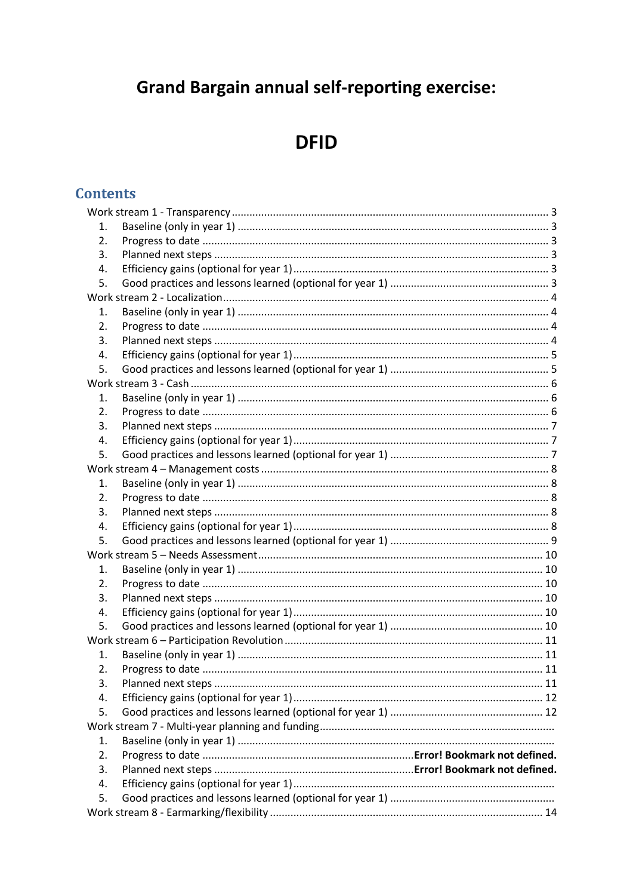# Grand Bargain annual self-reporting exercise:

# DFID

## Contents

Work stream 1 - Transparency ........................................................................................................ 3
1. Baseline (only in year 1) ........................................................................................................ 3
2. Progress to date .................................................................................................................... 3
3. Planned next steps ................................................................................................................ 3
4. Efficiency gains (optional for year 1) ..................................................................................... 3
5. Good practices and lessons learned (optional for year 1) ..................................................... 3

Work stream 2 - Localization ............................................................................................................ 4
1. Baseline (only in year 1) ........................................................................................................ 4
2. Progress to date .................................................................................................................... 4
3. Planned next steps ................................................................................................................ 4
4. Efficiency gains (optional for year 1) ..................................................................................... 5
5. Good practices and lessons learned (optional for year 1) ..................................................... 5

Work stream 3 - Cash ....................................................................................................................... 6
1. Baseline (only in year 1) ........................................................................................................ 6
2. Progress to date .................................................................................................................... 6
3. Planned next steps ................................................................................................................ 7
4. Efficiency gains (optional for year 1) ..................................................................................... 7
5. Good practices and lessons learned (optional for year 1) ..................................................... 7

Work stream 4 – Management costs ............................................................................................... 8
1. Baseline (only in year 1) ........................................................................................................ 8
2. Progress to date .................................................................................................................... 8
3. Planned next steps ................................................................................................................ 8
4. Efficiency gains (optional for year 1) ..................................................................................... 8
5. Good practices and lessons learned (optional for year 1) ..................................................... 9

Work stream 5 – Needs Assessment ............................................................................................... 10
1. Baseline (only in year 1) ...................................................................................................... 10
2. Progress to date .................................................................................................................. 10
3. Planned next steps .............................................................................................................. 10
4. Efficiency gains (optional for year 1) ................................................................................... 10
5. Good practices and lessons learned (optional for year 1) ................................................... 10

Work stream 6 – Participation Revolution ...................................................................................... 11
1. Baseline (only in year 1) ...................................................................................................... 11
2. Progress to date .................................................................................................................. 11
3. Planned next steps .............................................................................................................. 11
4. Efficiency gains (optional for year 1) ................................................................................... 12
5. Good practices and lessons learned (optional for year 1) ................................................... 12

Work stream 7 - Multi-year planning and funding ..............................................................................
1. Baseline (only in year 1) .........................................................................................................
2. Progress to date ...................................................................... **Error! Bookmark not defined.**
3. Planned next steps .................................................................. **Error! Bookmark not defined.**
4. Efficiency gains (optional for year 1) .......................................................................................
5. Good practices and lessons learned (optional for year 1) .......................................................

Work stream 8 - Earmarking/flexibility .......................................................................................... 14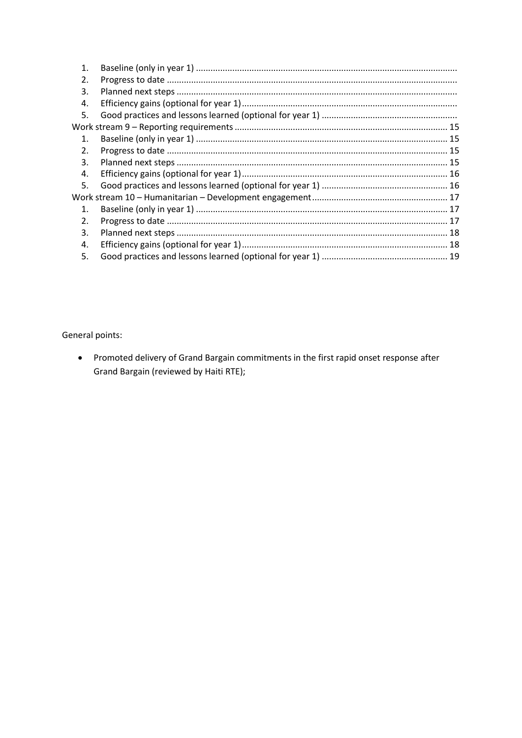1. Baseline (only in year 1)
2. Progress to date
3. Planned next steps
4. Efficiency gains (optional for year 1)
5. Good practices and lessons learned (optional for year 1)

Work stream 9 – Reporting requirements ........ 15

1. Baseline (only in year 1) ........ 15
2. Progress to date ........ 15
3. Planned next steps ........ 15
4. Efficiency gains (optional for year 1) ........ 16
5. Good practices and lessons learned (optional for year 1) ........ 16

Work stream 10 – Humanitarian – Development engagement ........ 17

1. Baseline (only in year 1) ........ 17
2. Progress to date ........ 17
3. Planned next steps ........ 18
4. Efficiency gains (optional for year 1) ........ 18
5. Good practices and lessons learned (optional for year 1) ........ 19

General points:

- Promoted delivery of Grand Bargain commitments in the first rapid onset response after Grand Bargain (reviewed by Haiti RTE);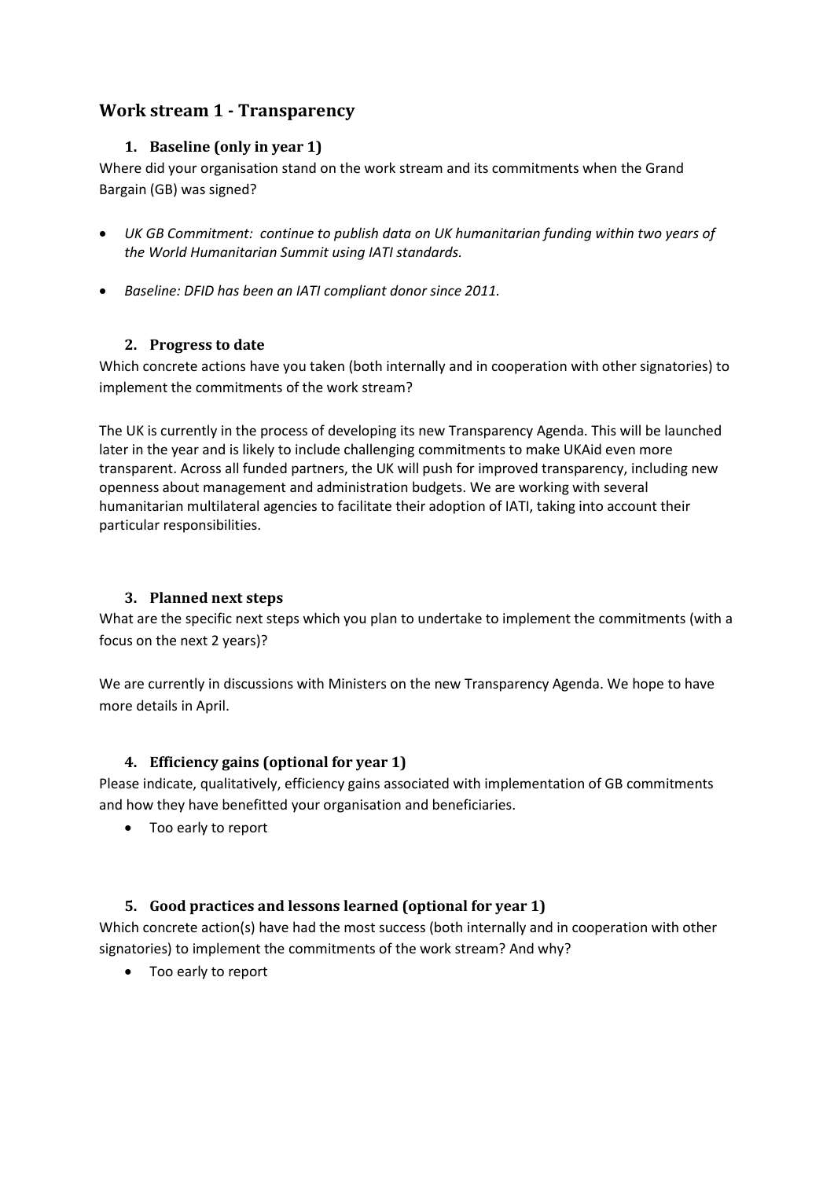## Work stream 1 - Transparency

### 1. Baseline (only in year 1)

Where did your organisation stand on the work stream and its commitments when the Grand Bargain (GB) was signed?

- *UK GB Commitment: continue to publish data on UK humanitarian funding within two years of the World Humanitarian Summit using IATI standards.*
- *Baseline: DFID has been an IATI compliant donor since 2011.*

### 2. Progress to date

Which concrete actions have you taken (both internally and in cooperation with other signatories) to implement the commitments of the work stream?

The UK is currently in the process of developing its new Transparency Agenda. This will be launched later in the year and is likely to include challenging commitments to make UKAid even more transparent. Across all funded partners, the UK will push for improved transparency, including new openness about management and administration budgets. We are working with several humanitarian multilateral agencies to facilitate their adoption of IATI, taking into account their particular responsibilities.

### 3. Planned next steps

What are the specific next steps which you plan to undertake to implement the commitments (with a focus on the next 2 years)?

We are currently in discussions with Ministers on the new Transparency Agenda. We hope to have more details in April.

### 4. Efficiency gains (optional for year 1)

Please indicate, qualitatively, efficiency gains associated with implementation of GB commitments and how they have benefitted your organisation and beneficiaries.

- Too early to report

### 5. Good practices and lessons learned (optional for year 1)

Which concrete action(s) have had the most success (both internally and in cooperation with other signatories) to implement the commitments of the work stream? And why?

- Too early to report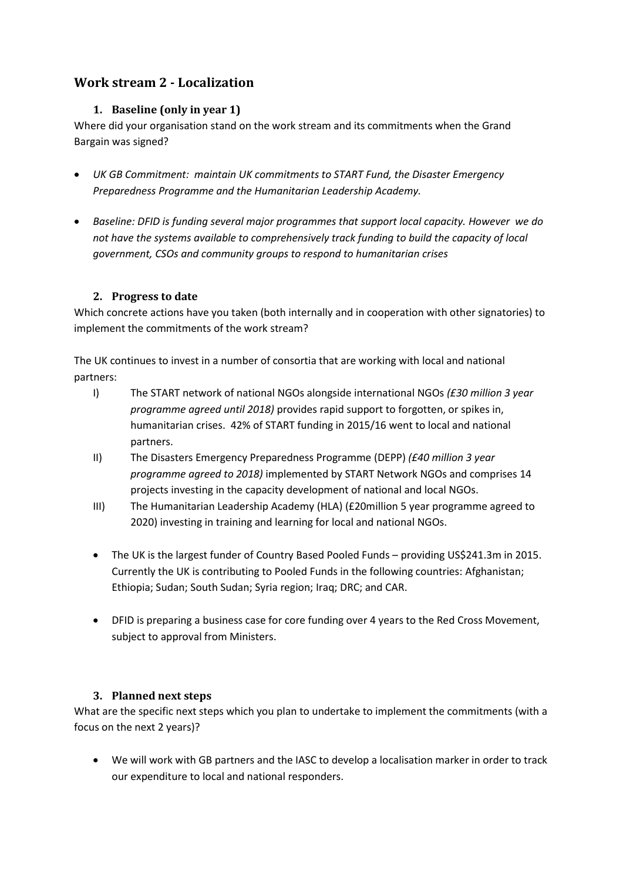## Work stream 2 - Localization

### 1. Baseline (only in year 1)

Where did your organisation stand on the work stream and its commitments when the Grand Bargain was signed?

- *UK GB Commitment: maintain UK commitments to START Fund, the Disaster Emergency Preparedness Programme and the Humanitarian Leadership Academy.*
- *Baseline: DFID is funding several major programmes that support local capacity. However we do not have the systems available to comprehensively track funding to build the capacity of local government, CSOs and community groups to respond to humanitarian crises*

### 2. Progress to date

Which concrete actions have you taken (both internally and in cooperation with other signatories) to implement the commitments of the work stream?

The UK continues to invest in a number of consortia that are working with local and national partners:

I) The START network of national NGOs alongside international NGOs *(£30 million 3 year programme agreed until 2018)* provides rapid support to forgotten, or spikes in, humanitarian crises. 42% of START funding in 2015/16 went to local and national partners.

II) The Disasters Emergency Preparedness Programme (DEPP) *(£40 million 3 year programme agreed to 2018)* implemented by START Network NGOs and comprises 14 projects investing in the capacity development of national and local NGOs.

III) The Humanitarian Leadership Academy (HLA) (£20million 5 year programme agreed to 2020) investing in training and learning for local and national NGOs.

- The UK is the largest funder of Country Based Pooled Funds – providing US$241.3m in 2015. Currently the UK is contributing to Pooled Funds in the following countries: Afghanistan; Ethiopia; Sudan; South Sudan; Syria region; Iraq; DRC; and CAR.
- DFID is preparing a business case for core funding over 4 years to the Red Cross Movement, subject to approval from Ministers.

### 3. Planned next steps

What are the specific next steps which you plan to undertake to implement the commitments (with a focus on the next 2 years)?

- We will work with GB partners and the IASC to develop a localisation marker in order to track our expenditure to local and national responders.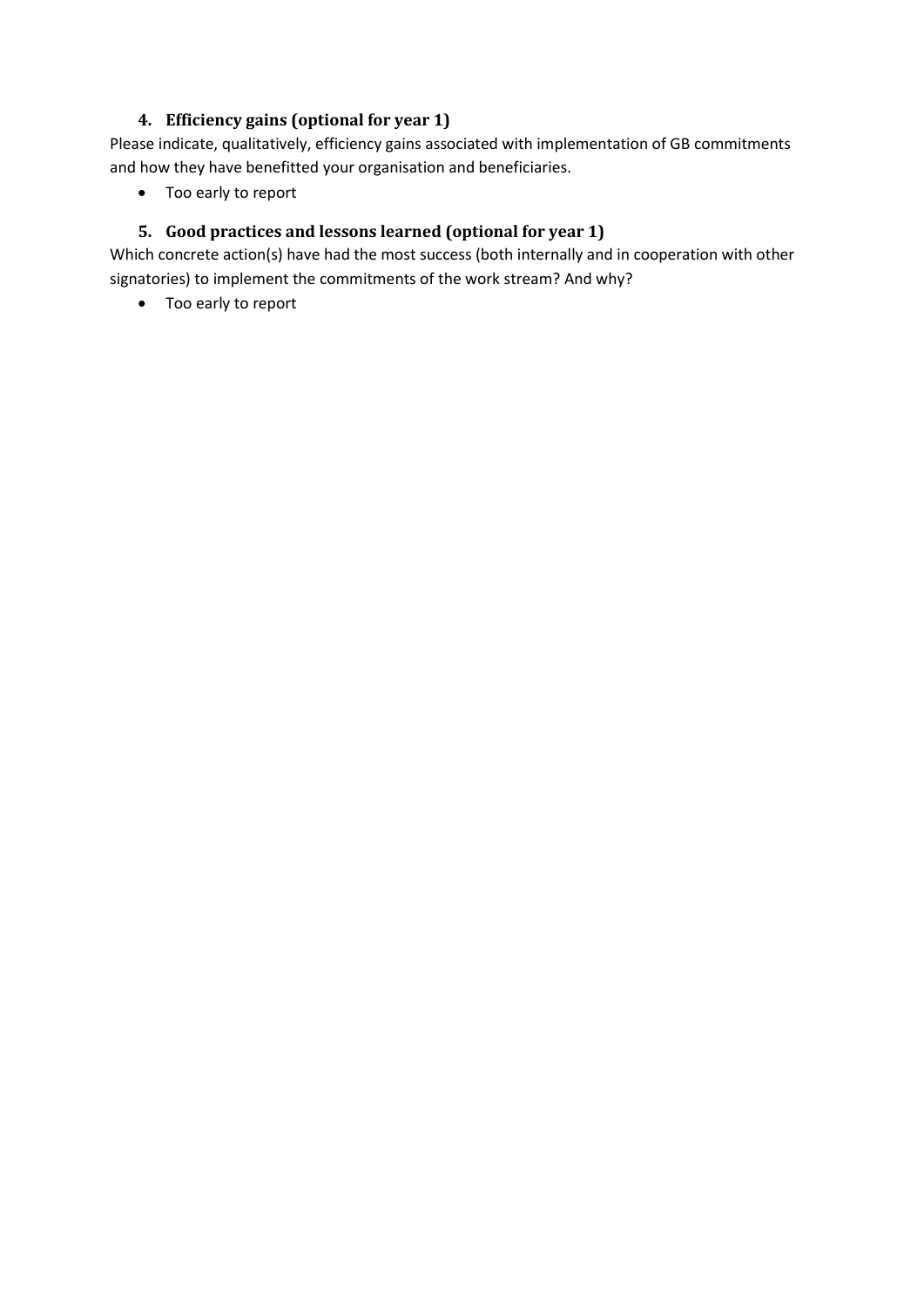### 4. Efficiency gains (optional for year 1)

Please indicate, qualitatively, efficiency gains associated with implementation of GB commitments and how they have benefitted your organisation and beneficiaries.

- Too early to report

### 5. Good practices and lessons learned (optional for year 1)

Which concrete action(s) have had the most success (both internally and in cooperation with other signatories) to implement the commitments of the work stream? And why?

- Too early to report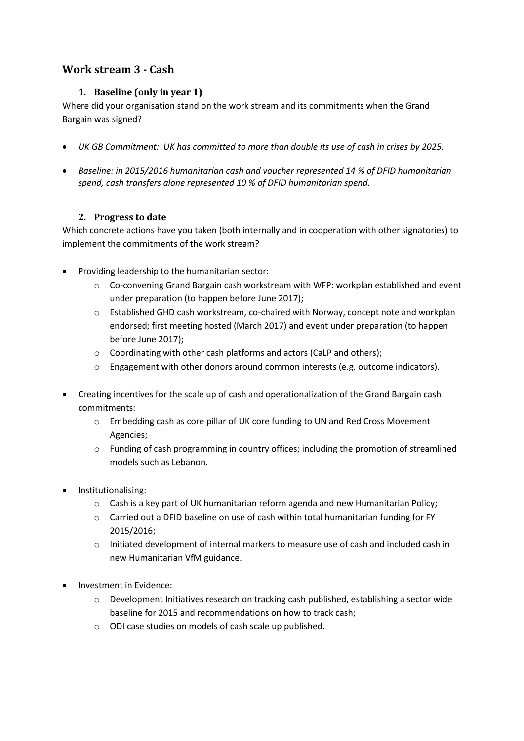## Work stream 3 - Cash

### 1. Baseline (only in year 1)

Where did your organisation stand on the work stream and its commitments when the Grand Bargain was signed?

- *UK GB Commitment: UK has committed to more than double its use of cash in crises by 2025.*
- *Baseline: in 2015/2016 humanitarian cash and voucher represented 14 % of DFID humanitarian spend, cash transfers alone represented 10 % of DFID humanitarian spend.*

### 2. Progress to date

Which concrete actions have you taken (both internally and in cooperation with other signatories) to implement the commitments of the work stream?

- Providing leadership to the humanitarian sector:
  - Co-convening Grand Bargain cash workstream with WFP: workplan established and event under preparation (to happen before June 2017);
  - Established GHD cash workstream, co-chaired with Norway, concept note and workplan endorsed; first meeting hosted (March 2017) and event under preparation (to happen before June 2017);
  - Coordinating with other cash platforms and actors (CaLP and others);
  - Engagement with other donors around common interests (e.g. outcome indicators).
- Creating incentives for the scale up of cash and operationalization of the Grand Bargain cash commitments:
  - Embedding cash as core pillar of UK core funding to UN and Red Cross Movement Agencies;
  - Funding of cash programming in country offices; including the promotion of streamlined models such as Lebanon.
- Institutionalising:
  - Cash is a key part of UK humanitarian reform agenda and new Humanitarian Policy;
  - Carried out a DFID baseline on use of cash within total humanitarian funding for FY 2015/2016;
  - Initiated development of internal markers to measure use of cash and included cash in new Humanitarian VfM guidance.
- Investment in Evidence:
  - Development Initiatives research on tracking cash published, establishing a sector wide baseline for 2015 and recommendations on how to track cash;
  - ODI case studies on models of cash scale up published.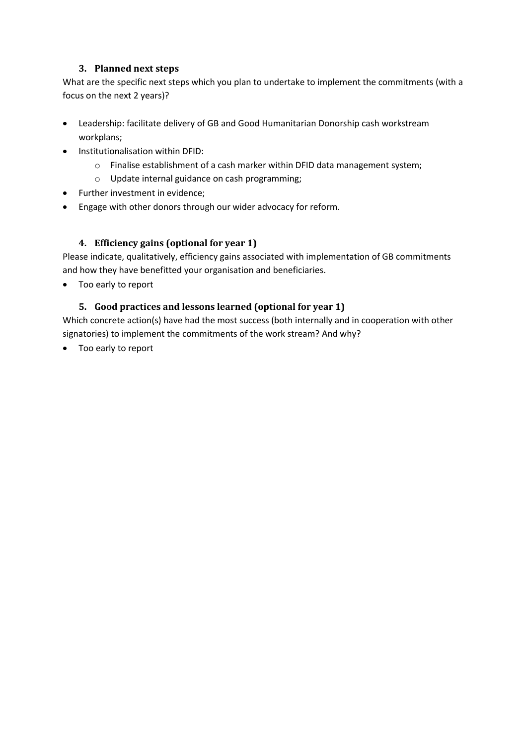### 3. Planned next steps

What are the specific next steps which you plan to undertake to implement the commitments (with a focus on the next 2 years)?

- Leadership: facilitate delivery of GB and Good Humanitarian Donorship cash workstream workplans;
- Institutionalisation within DFID:
    - Finalise establishment of a cash marker within DFID data management system;
    - Update internal guidance on cash programming;
- Further investment in evidence;
- Engage with other donors through our wider advocacy for reform.

### 4. Efficiency gains (optional for year 1)

Please indicate, qualitatively, efficiency gains associated with implementation of GB commitments and how they have benefitted your organisation and beneficiaries.

- Too early to report

### 5. Good practices and lessons learned (optional for year 1)

Which concrete action(s) have had the most success (both internally and in cooperation with other signatories) to implement the commitments of the work stream? And why?

- Too early to report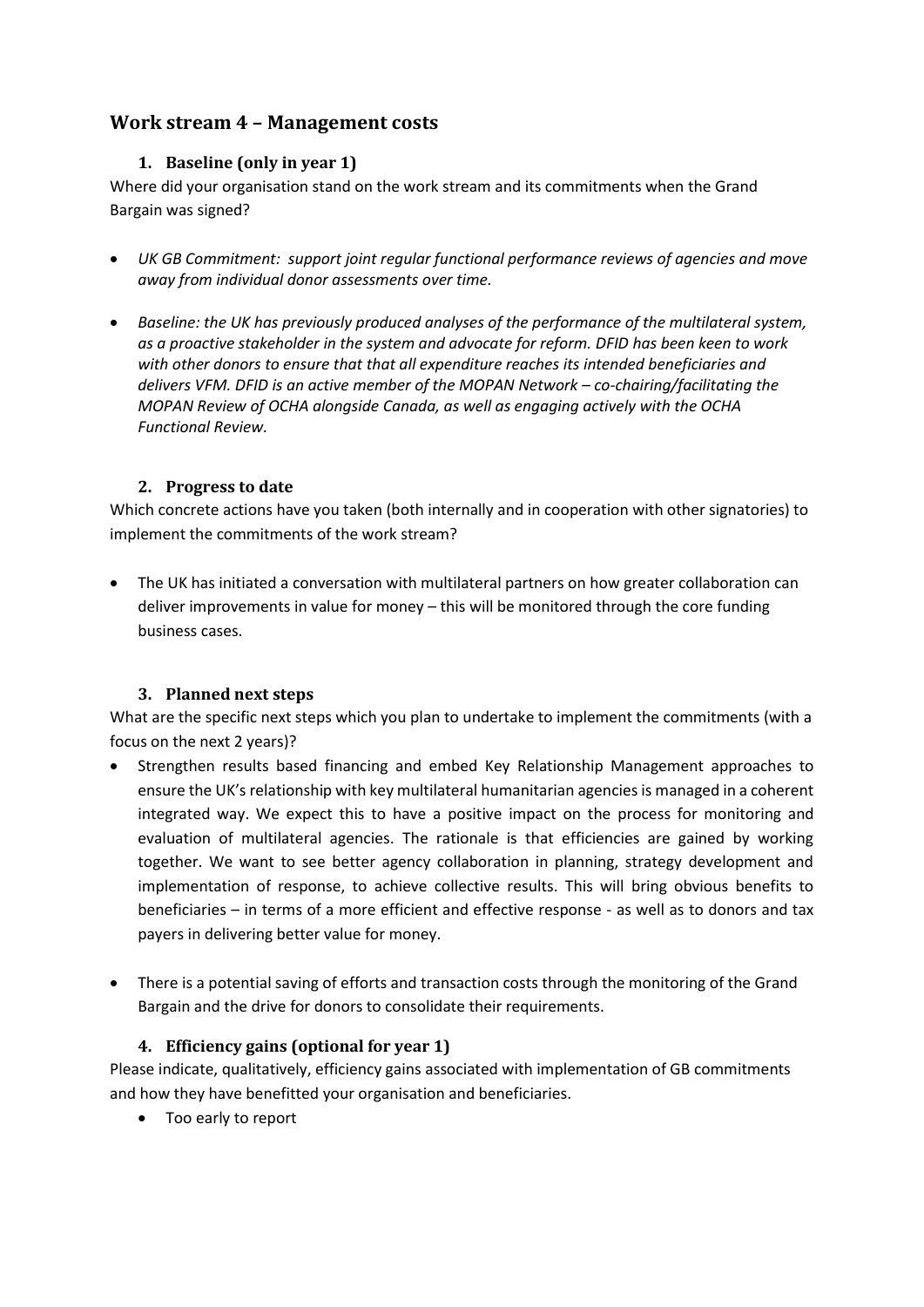## Work stream 4 – Management costs

### 1. Baseline (only in year 1)

Where did your organisation stand on the work stream and its commitments when the Grand Bargain was signed?

- *UK GB Commitment: support joint regular functional performance reviews of agencies and move away from individual donor assessments over time.*
- *Baseline: the UK has previously produced analyses of the performance of the multilateral system, as a proactive stakeholder in the system and advocate for reform. DFID has been keen to work with other donors to ensure that that all expenditure reaches its intended beneficiaries and delivers VFM. DFID is an active member of the MOPAN Network – co-chairing/facilitating the MOPAN Review of OCHA alongside Canada, as well as engaging actively with the OCHA Functional Review.*

### 2. Progress to date

Which concrete actions have you taken (both internally and in cooperation with other signatories) to implement the commitments of the work stream?

- The UK has initiated a conversation with multilateral partners on how greater collaboration can deliver improvements in value for money – this will be monitored through the core funding business cases.

### 3. Planned next steps

What are the specific next steps which you plan to undertake to implement the commitments (with a focus on the next 2 years)?

- Strengthen results based financing and embed Key Relationship Management approaches to ensure the UK's relationship with key multilateral humanitarian agencies is managed in a coherent integrated way. We expect this to have a positive impact on the process for monitoring and evaluation of multilateral agencies. The rationale is that efficiencies are gained by working together. We want to see better agency collaboration in planning, strategy development and implementation of response, to achieve collective results. This will bring obvious benefits to beneficiaries – in terms of a more efficient and effective response - as well as to donors and tax payers in delivering better value for money.
- There is a potential saving of efforts and transaction costs through the monitoring of the Grand Bargain and the drive for donors to consolidate their requirements.

### 4. Efficiency gains (optional for year 1)

Please indicate, qualitatively, efficiency gains associated with implementation of GB commitments and how they have benefitted your organisation and beneficiaries.

- Too early to report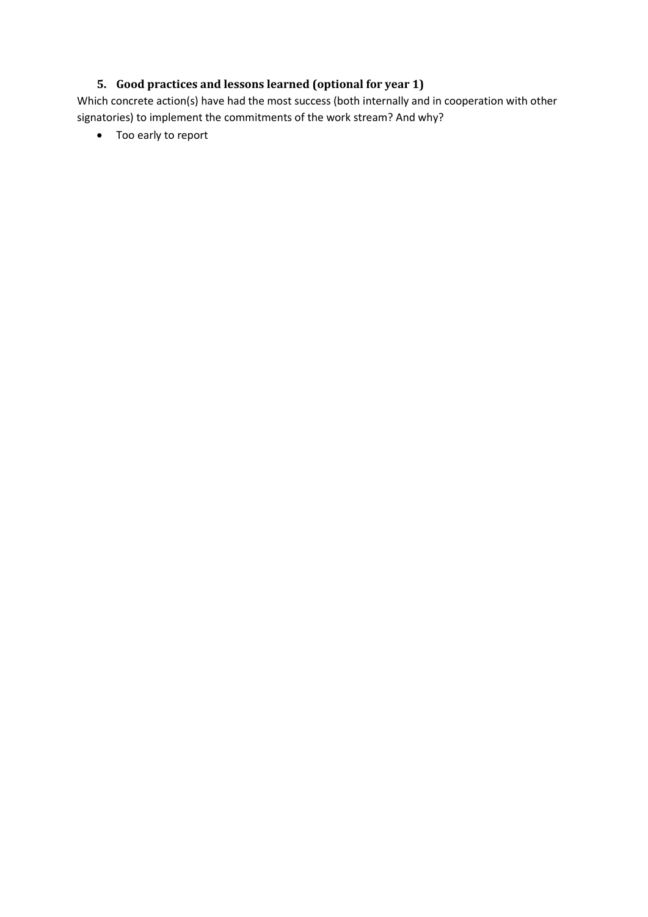### 5. Good practices and lessons learned (optional for year 1)

Which concrete action(s) have had the most success (both internally and in cooperation with other signatories) to implement the commitments of the work stream? And why?

- Too early to report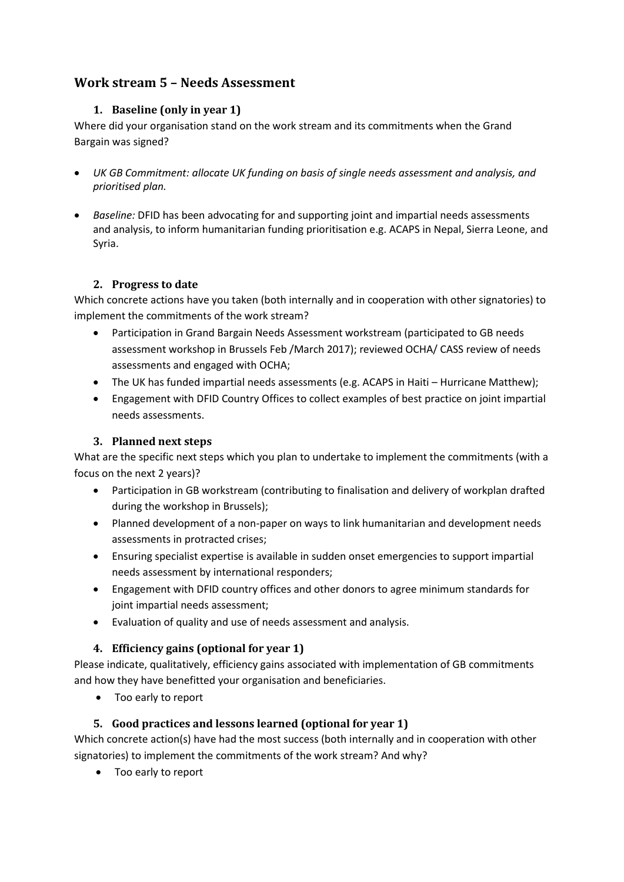## Work stream 5 – Needs Assessment

### 1. Baseline (only in year 1)

Where did your organisation stand on the work stream and its commitments when the Grand Bargain was signed?

- *UK GB Commitment: allocate UK funding on basis of single needs assessment and analysis, and prioritised plan.*
- *Baseline:* DFID has been advocating for and supporting joint and impartial needs assessments and analysis, to inform humanitarian funding prioritisation e.g. ACAPS in Nepal, Sierra Leone, and Syria.

### 2. Progress to date

Which concrete actions have you taken (both internally and in cooperation with other signatories) to implement the commitments of the work stream?

- Participation in Grand Bargain Needs Assessment workstream (participated to GB needs assessment workshop in Brussels Feb /March 2017); reviewed OCHA/ CASS review of needs assessments and engaged with OCHA;
- The UK has funded impartial needs assessments (e.g. ACAPS in Haiti – Hurricane Matthew);
- Engagement with DFID Country Offices to collect examples of best practice on joint impartial needs assessments.

### 3. Planned next steps

What are the specific next steps which you plan to undertake to implement the commitments (with a focus on the next 2 years)?

- Participation in GB workstream (contributing to finalisation and delivery of workplan drafted during the workshop in Brussels);
- Planned development of a non-paper on ways to link humanitarian and development needs assessments in protracted crises;
- Ensuring specialist expertise is available in sudden onset emergencies to support impartial needs assessment by international responders;
- Engagement with DFID country offices and other donors to agree minimum standards for joint impartial needs assessment;
- Evaluation of quality and use of needs assessment and analysis.

### 4. Efficiency gains (optional for year 1)

Please indicate, qualitatively, efficiency gains associated with implementation of GB commitments and how they have benefitted your organisation and beneficiaries.

- Too early to report

### 5. Good practices and lessons learned (optional for year 1)

Which concrete action(s) have had the most success (both internally and in cooperation with other signatories) to implement the commitments of the work stream? And why?

- Too early to report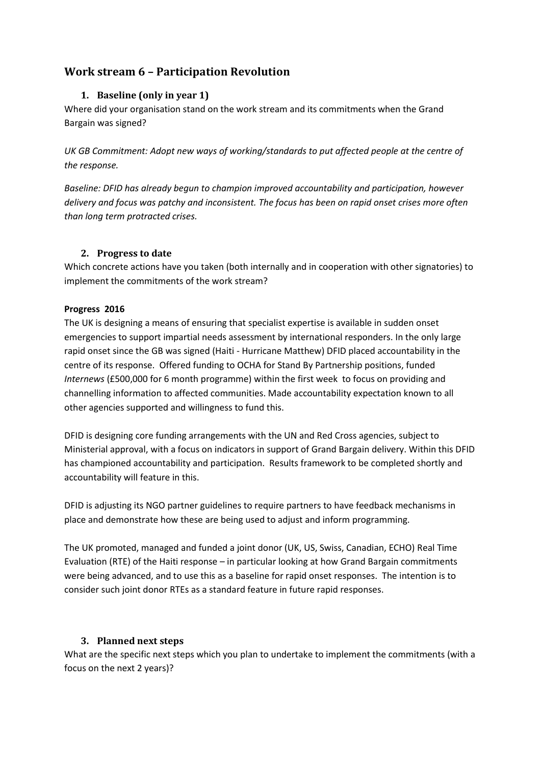## Work stream 6 – Participation Revolution

### 1. Baseline (only in year 1)

Where did your organisation stand on the work stream and its commitments when the Grand Bargain was signed?

*UK GB Commitment: Adopt new ways of working/standards to put affected people at the centre of the response.*

*Baseline: DFID has already begun to champion improved accountability and participation, however delivery and focus was patchy and inconsistent. The focus has been on rapid onset crises more often than long term protracted crises.*

### 2. Progress to date

Which concrete actions have you taken (both internally and in cooperation with other signatories) to implement the commitments of the work stream?

**Progress 2016**

The UK is designing a means of ensuring that specialist expertise is available in sudden onset emergencies to support impartial needs assessment by international responders. In the only large rapid onset since the GB was signed (Haiti - Hurricane Matthew) DFID placed accountability in the centre of its response. Offered funding to OCHA for Stand By Partnership positions, funded *Internews* (£500,000 for 6 month programme) within the first week to focus on providing and channelling information to affected communities. Made accountability expectation known to all other agencies supported and willingness to fund this.

DFID is designing core funding arrangements with the UN and Red Cross agencies, subject to Ministerial approval, with a focus on indicators in support of Grand Bargain delivery. Within this DFID has championed accountability and participation. Results framework to be completed shortly and accountability will feature in this.

DFID is adjusting its NGO partner guidelines to require partners to have feedback mechanisms in place and demonstrate how these are being used to adjust and inform programming.

The UK promoted, managed and funded a joint donor (UK, US, Swiss, Canadian, ECHO) Real Time Evaluation (RTE) of the Haiti response – in particular looking at how Grand Bargain commitments were being advanced, and to use this as a baseline for rapid onset responses. The intention is to consider such joint donor RTEs as a standard feature in future rapid responses.

### 3. Planned next steps

What are the specific next steps which you plan to undertake to implement the commitments (with a focus on the next 2 years)?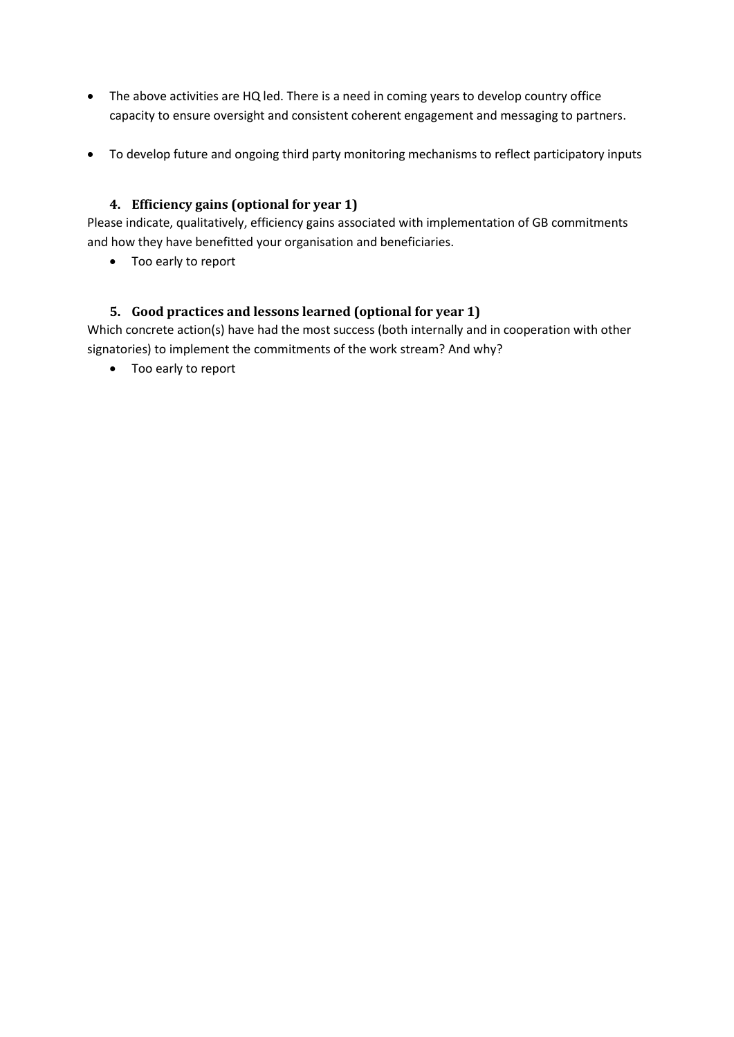- The above activities are HQ led. There is a need in coming years to develop country office capacity to ensure oversight and consistent coherent engagement and messaging to partners.
- To develop future and ongoing third party monitoring mechanisms to reflect participatory inputs

### 4. Efficiency gains (optional for year 1)

Please indicate, qualitatively, efficiency gains associated with implementation of GB commitments and how they have benefitted your organisation and beneficiaries.

- Too early to report

### 5. Good practices and lessons learned (optional for year 1)

Which concrete action(s) have had the most success (both internally and in cooperation with other signatories) to implement the commitments of the work stream? And why?

- Too early to report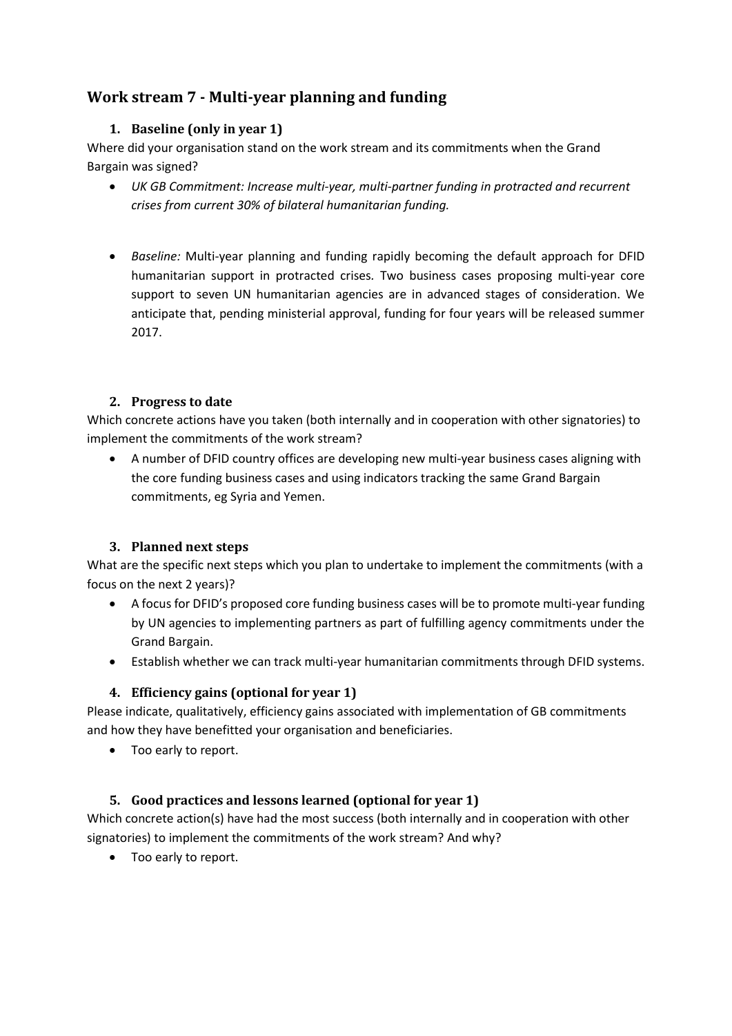## Work stream 7 - Multi-year planning and funding

### 1. Baseline (only in year 1)

Where did your organisation stand on the work stream and its commitments when the Grand Bargain was signed?

- *UK GB Commitment: Increase multi-year, multi-partner funding in protracted and recurrent crises from current 30% of bilateral humanitarian funding.*

- *Baseline:* Multi-year planning and funding rapidly becoming the default approach for DFID humanitarian support in protracted crises. Two business cases proposing multi-year core support to seven UN humanitarian agencies are in advanced stages of consideration. We anticipate that, pending ministerial approval, funding for four years will be released summer 2017.

### 2. Progress to date

Which concrete actions have you taken (both internally and in cooperation with other signatories) to implement the commitments of the work stream?

- A number of DFID country offices are developing new multi-year business cases aligning with the core funding business cases and using indicators tracking the same Grand Bargain commitments, eg Syria and Yemen.

### 3. Planned next steps

What are the specific next steps which you plan to undertake to implement the commitments (with a focus on the next 2 years)?

- A focus for DFID's proposed core funding business cases will be to promote multi-year funding by UN agencies to implementing partners as part of fulfilling agency commitments under the Grand Bargain.
- Establish whether we can track multi-year humanitarian commitments through DFID systems.

### 4. Efficiency gains (optional for year 1)

Please indicate, qualitatively, efficiency gains associated with implementation of GB commitments and how they have benefitted your organisation and beneficiaries.

- Too early to report.

### 5. Good practices and lessons learned (optional for year 1)

Which concrete action(s) have had the most success (both internally and in cooperation with other signatories) to implement the commitments of the work stream? And why?

- Too early to report.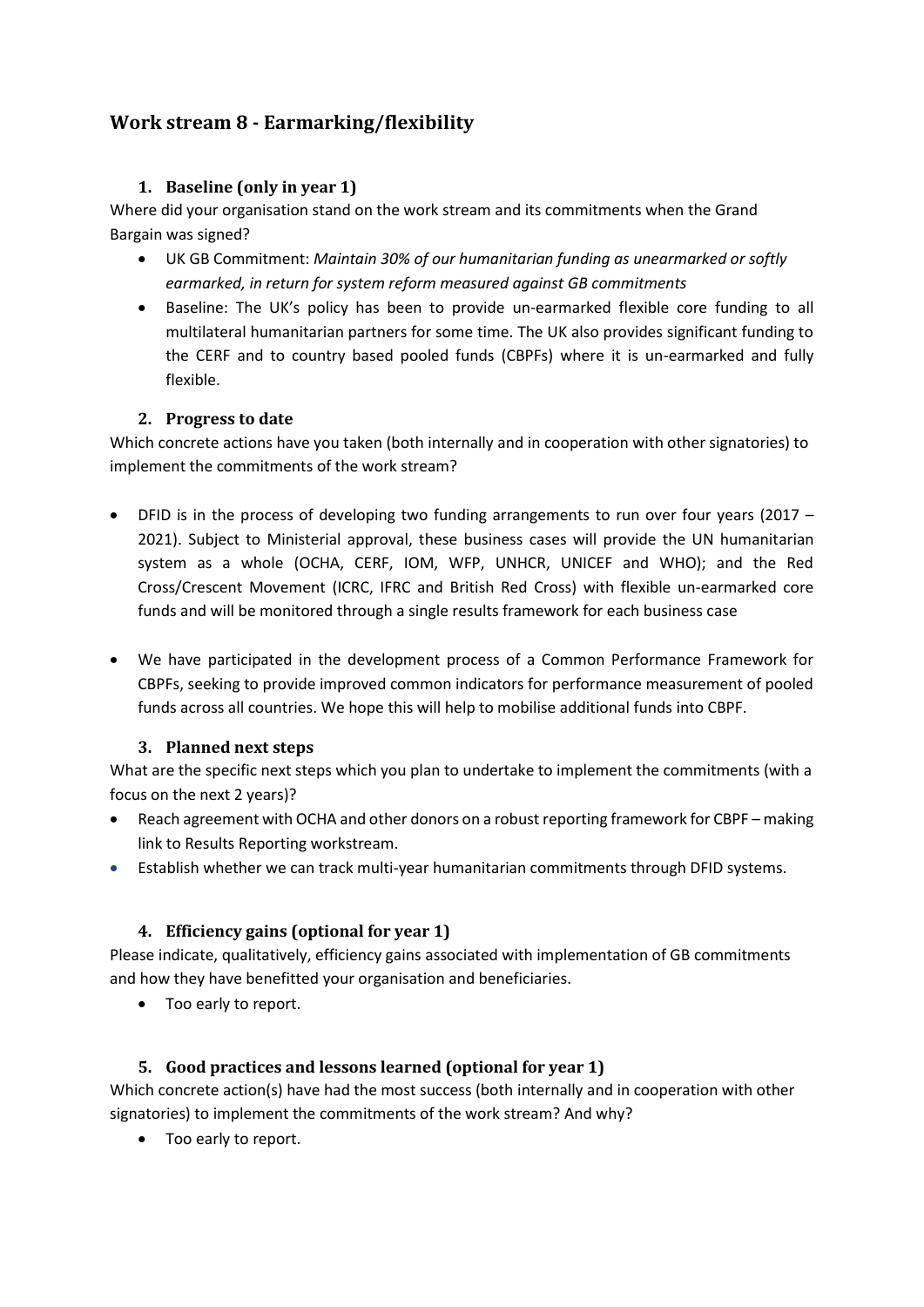## Work stream 8 - Earmarking/flexibility

### 1. Baseline (only in year 1)

Where did your organisation stand on the work stream and its commitments when the Grand Bargain was signed?

- UK GB Commitment: *Maintain 30% of our humanitarian funding as unearmarked or softly earmarked, in return for system reform measured against GB commitments*
- Baseline: The UK's policy has been to provide un-earmarked flexible core funding to all multilateral humanitarian partners for some time. The UK also provides significant funding to the CERF and to country based pooled funds (CBPFs) where it is un-earmarked and fully flexible.

### 2. Progress to date

Which concrete actions have you taken (both internally and in cooperation with other signatories) to implement the commitments of the work stream?

- DFID is in the process of developing two funding arrangements to run over four years (2017 – 2021). Subject to Ministerial approval, these business cases will provide the UN humanitarian system as a whole (OCHA, CERF, IOM, WFP, UNHCR, UNICEF and WHO); and the Red Cross/Crescent Movement (ICRC, IFRC and British Red Cross) with flexible un-earmarked core funds and will be monitored through a single results framework for each business case

- We have participated in the development process of a Common Performance Framework for CBPFs, seeking to provide improved common indicators for performance measurement of pooled funds across all countries. We hope this will help to mobilise additional funds into CBPF.

### 3. Planned next steps

What are the specific next steps which you plan to undertake to implement the commitments (with a focus on the next 2 years)?

- Reach agreement with OCHA and other donors on a robust reporting framework for CBPF – making link to Results Reporting workstream.
- Establish whether we can track multi-year humanitarian commitments through DFID systems.

### 4. Efficiency gains (optional for year 1)

Please indicate, qualitatively, efficiency gains associated with implementation of GB commitments and how they have benefitted your organisation and beneficiaries.

- Too early to report.

### 5. Good practices and lessons learned (optional for year 1)

Which concrete action(s) have had the most success (both internally and in cooperation with other signatories) to implement the commitments of the work stream? And why?

- Too early to report.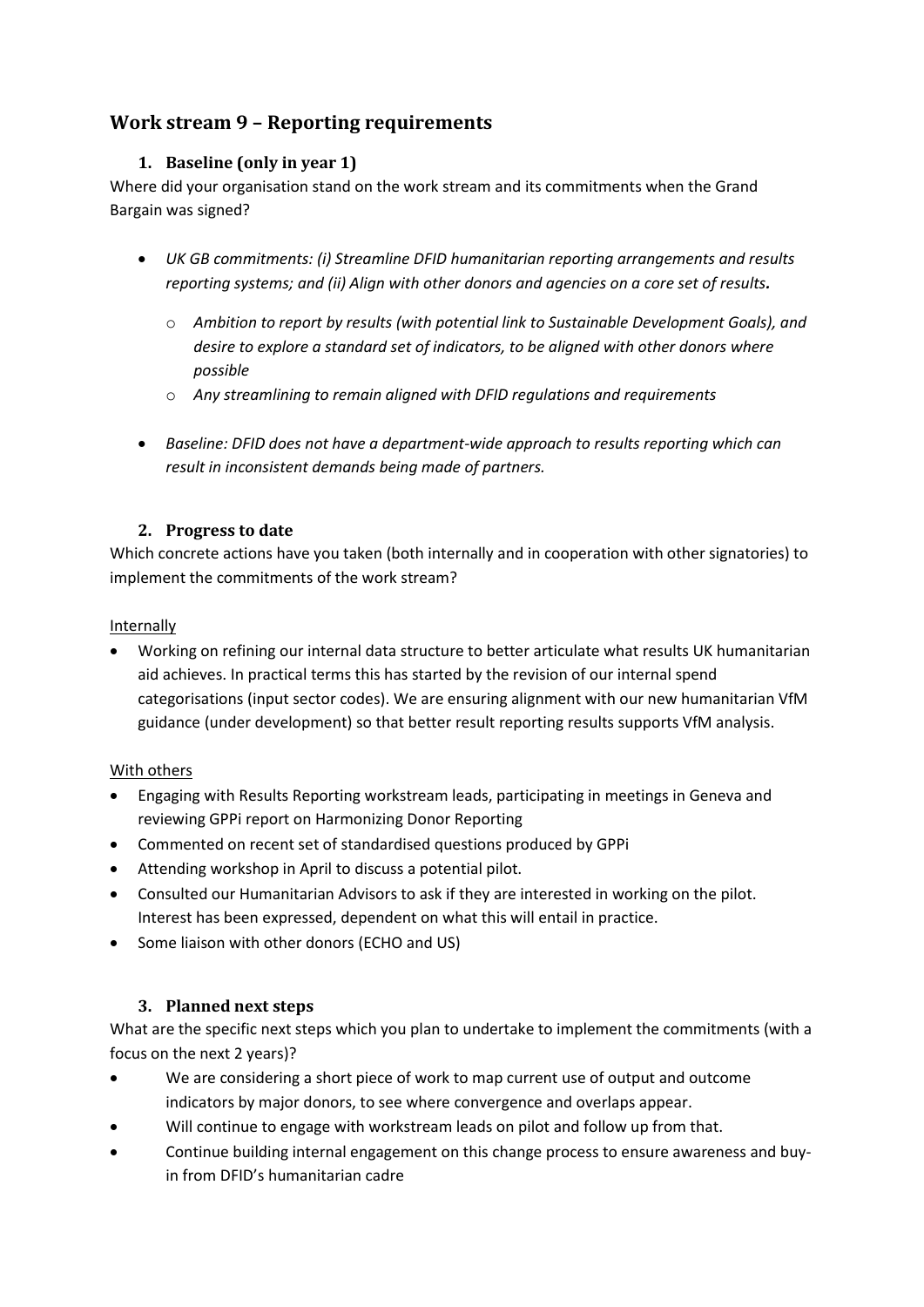## Work stream 9 – Reporting requirements

### 1. Baseline (only in year 1)

Where did your organisation stand on the work stream and its commitments when the Grand Bargain was signed?

- *UK GB commitments: (i) Streamline DFID humanitarian reporting arrangements and results reporting systems; and (ii) Align with other donors and agencies on a core set of results.*
  - *Ambition to report by results (with potential link to Sustainable Development Goals), and desire to explore a standard set of indicators, to be aligned with other donors where possible*
  - *Any streamlining to remain aligned with DFID regulations and requirements*
- *Baseline: DFID does not have a department-wide approach to results reporting which can result in inconsistent demands being made of partners.*

### 2. Progress to date

Which concrete actions have you taken (both internally and in cooperation with other signatories) to implement the commitments of the work stream?

Internally

- Working on refining our internal data structure to better articulate what results UK humanitarian aid achieves. In practical terms this has started by the revision of our internal spend categorisations (input sector codes). We are ensuring alignment with our new humanitarian VfM guidance (under development) so that better result reporting results supports VfM analysis.

With others

- Engaging with Results Reporting workstream leads, participating in meetings in Geneva and reviewing GPPi report on Harmonizing Donor Reporting
- Commented on recent set of standardised questions produced by GPPi
- Attending workshop in April to discuss a potential pilot.
- Consulted our Humanitarian Advisors to ask if they are interested in working on the pilot. Interest has been expressed, dependent on what this will entail in practice.
- Some liaison with other donors (ECHO and US)

### 3. Planned next steps

What are the specific next steps which you plan to undertake to implement the commitments (with a focus on the next 2 years)?

- We are considering a short piece of work to map current use of output and outcome indicators by major donors, to see where convergence and overlaps appear.
- Will continue to engage with workstream leads on pilot and follow up from that.
- Continue building internal engagement on this change process to ensure awareness and buy-in from DFID's humanitarian cadre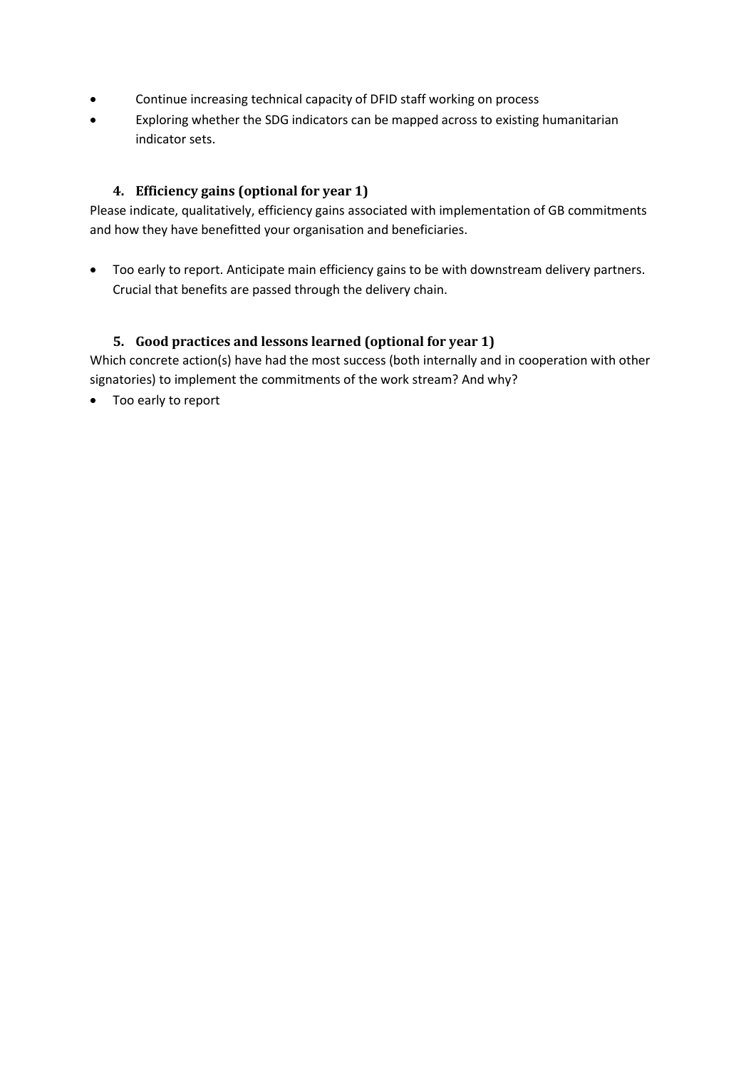- Continue increasing technical capacity of DFID staff working on process
- Exploring whether the SDG indicators can be mapped across to existing humanitarian indicator sets.

### 4. Efficiency gains (optional for year 1)

Please indicate, qualitatively, efficiency gains associated with implementation of GB commitments and how they have benefitted your organisation and beneficiaries.

- Too early to report. Anticipate main efficiency gains to be with downstream delivery partners. Crucial that benefits are passed through the delivery chain.

### 5. Good practices and lessons learned (optional for year 1)

Which concrete action(s) have had the most success (both internally and in cooperation with other signatories) to implement the commitments of the work stream? And why?

- Too early to report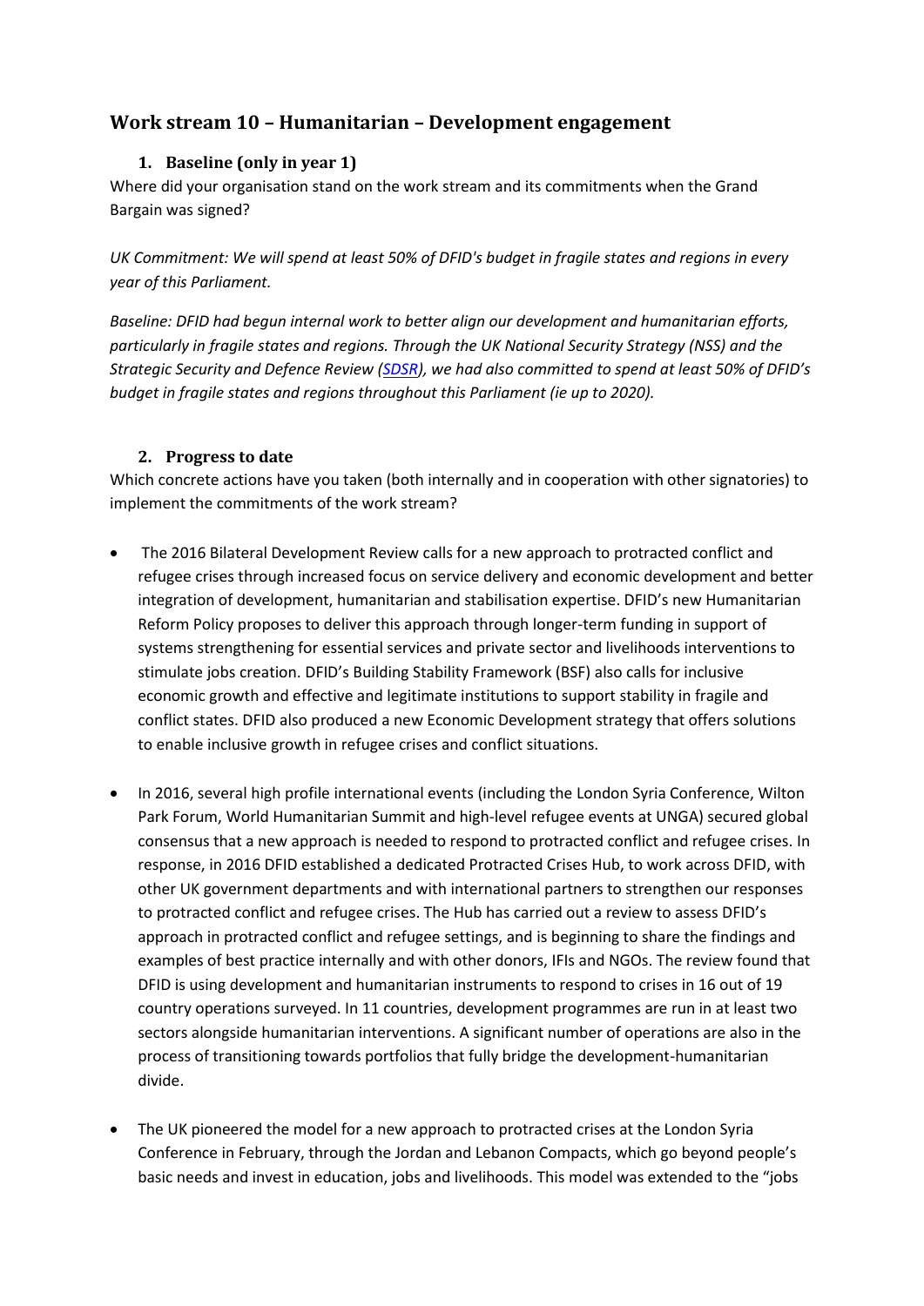## Work stream 10 – Humanitarian – Development engagement

### 1. Baseline (only in year 1)

Where did your organisation stand on the work stream and its commitments when the Grand Bargain was signed?

*UK Commitment: We will spend at least 50% of DFID's budget in fragile states and regions in every year of this Parliament.*

*Baseline: DFID had begun internal work to better align our development and humanitarian efforts, particularly in fragile states and regions. Through the UK National Security Strategy (NSS) and the Strategic Security and Defence Review (SDSR), we had also committed to spend at least 50% of DFID's budget in fragile states and regions throughout this Parliament (ie up to 2020).*

### 2. Progress to date

Which concrete actions have you taken (both internally and in cooperation with other signatories) to implement the commitments of the work stream?

- The 2016 Bilateral Development Review calls for a new approach to protracted conflict and refugee crises through increased focus on service delivery and economic development and better integration of development, humanitarian and stabilisation expertise. DFID's new Humanitarian Reform Policy proposes to deliver this approach through longer-term funding in support of systems strengthening for essential services and private sector and livelihoods interventions to stimulate jobs creation. DFID's Building Stability Framework (BSF) also calls for inclusive economic growth and effective and legitimate institutions to support stability in fragile and conflict states. DFID also produced a new Economic Development strategy that offers solutions to enable inclusive growth in refugee crises and conflict situations.
- In 2016, several high profile international events (including the London Syria Conference, Wilton Park Forum, World Humanitarian Summit and high-level refugee events at UNGA) secured global consensus that a new approach is needed to respond to protracted conflict and refugee crises. In response, in 2016 DFID established a dedicated Protracted Crises Hub, to work across DFID, with other UK government departments and with international partners to strengthen our responses to protracted conflict and refugee crises. The Hub has carried out a review to assess DFID's approach in protracted conflict and refugee settings, and is beginning to share the findings and examples of best practice internally and with other donors, IFIs and NGOs. The review found that DFID is using development and humanitarian instruments to respond to crises in 16 out of 19 country operations surveyed. In 11 countries, development programmes are run in at least two sectors alongside humanitarian interventions. A significant number of operations are also in the process of transitioning towards portfolios that fully bridge the development-humanitarian divide.
- The UK pioneered the model for a new approach to protracted crises at the London Syria Conference in February, through the Jordan and Lebanon Compacts, which go beyond people's basic needs and invest in education, jobs and livelihoods. This model was extended to the "jobs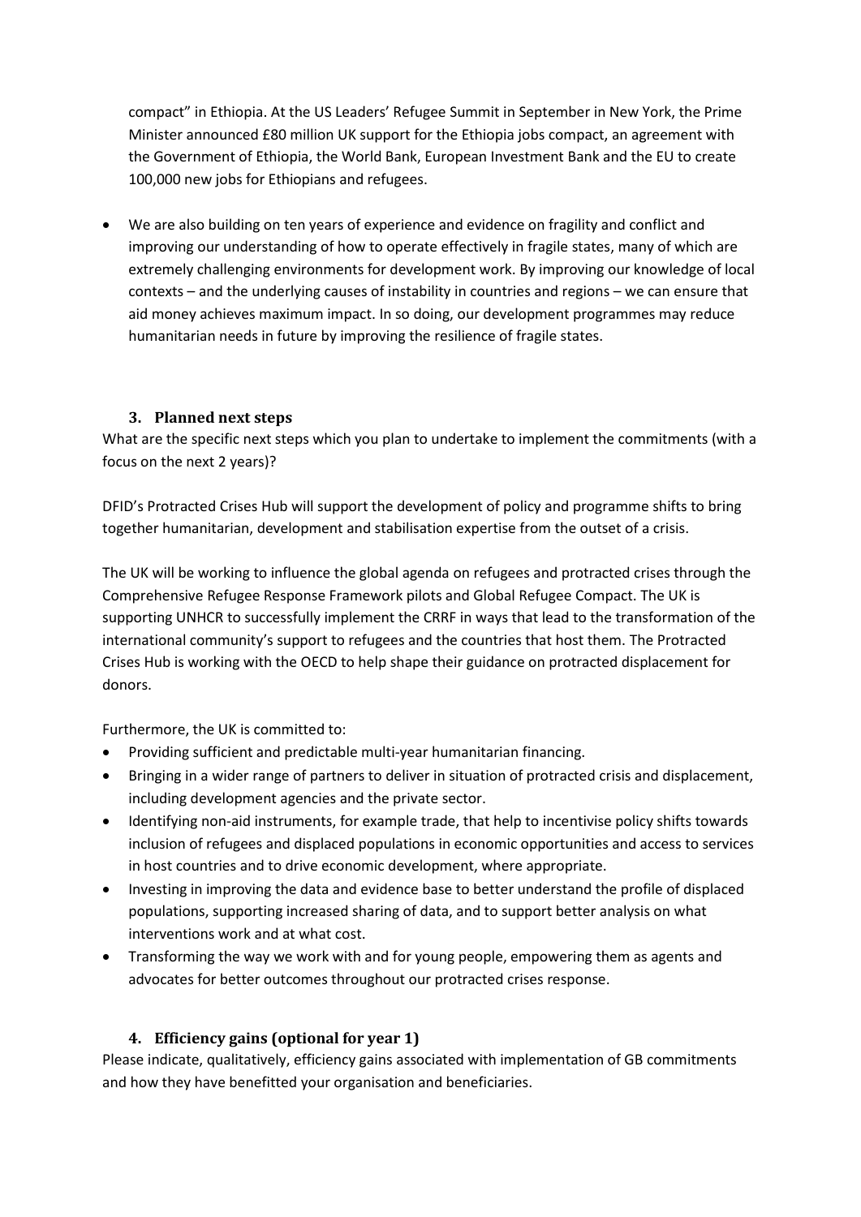compact" in Ethiopia. At the US Leaders' Refugee Summit in September in New York, the Prime Minister announced £80 million UK support for the Ethiopia jobs compact, an agreement with the Government of Ethiopia, the World Bank, European Investment Bank and the EU to create 100,000 new jobs for Ethiopians and refugees.

- We are also building on ten years of experience and evidence on fragility and conflict and improving our understanding of how to operate effectively in fragile states, many of which are extremely challenging environments for development work. By improving our knowledge of local contexts – and the underlying causes of instability in countries and regions – we can ensure that aid money achieves maximum impact. In so doing, our development programmes may reduce humanitarian needs in future by improving the resilience of fragile states.

### 3. Planned next steps

What are the specific next steps which you plan to undertake to implement the commitments (with a focus on the next 2 years)?

DFID's Protracted Crises Hub will support the development of policy and programme shifts to bring together humanitarian, development and stabilisation expertise from the outset of a crisis.

The UK will be working to influence the global agenda on refugees and protracted crises through the Comprehensive Refugee Response Framework pilots and Global Refugee Compact. The UK is supporting UNHCR to successfully implement the CRRF in ways that lead to the transformation of the international community's support to refugees and the countries that host them. The Protracted Crises Hub is working with the OECD to help shape their guidance on protracted displacement for donors.

Furthermore, the UK is committed to:

- Providing sufficient and predictable multi-year humanitarian financing.
- Bringing in a wider range of partners to deliver in situation of protracted crisis and displacement, including development agencies and the private sector.
- Identifying non-aid instruments, for example trade, that help to incentivise policy shifts towards inclusion of refugees and displaced populations in economic opportunities and access to services in host countries and to drive economic development, where appropriate.
- Investing in improving the data and evidence base to better understand the profile of displaced populations, supporting increased sharing of data, and to support better analysis on what interventions work and at what cost.
- Transforming the way we work with and for young people, empowering them as agents and advocates for better outcomes throughout our protracted crises response.

### 4. Efficiency gains (optional for year 1)

Please indicate, qualitatively, efficiency gains associated with implementation of GB commitments and how they have benefitted your organisation and beneficiaries.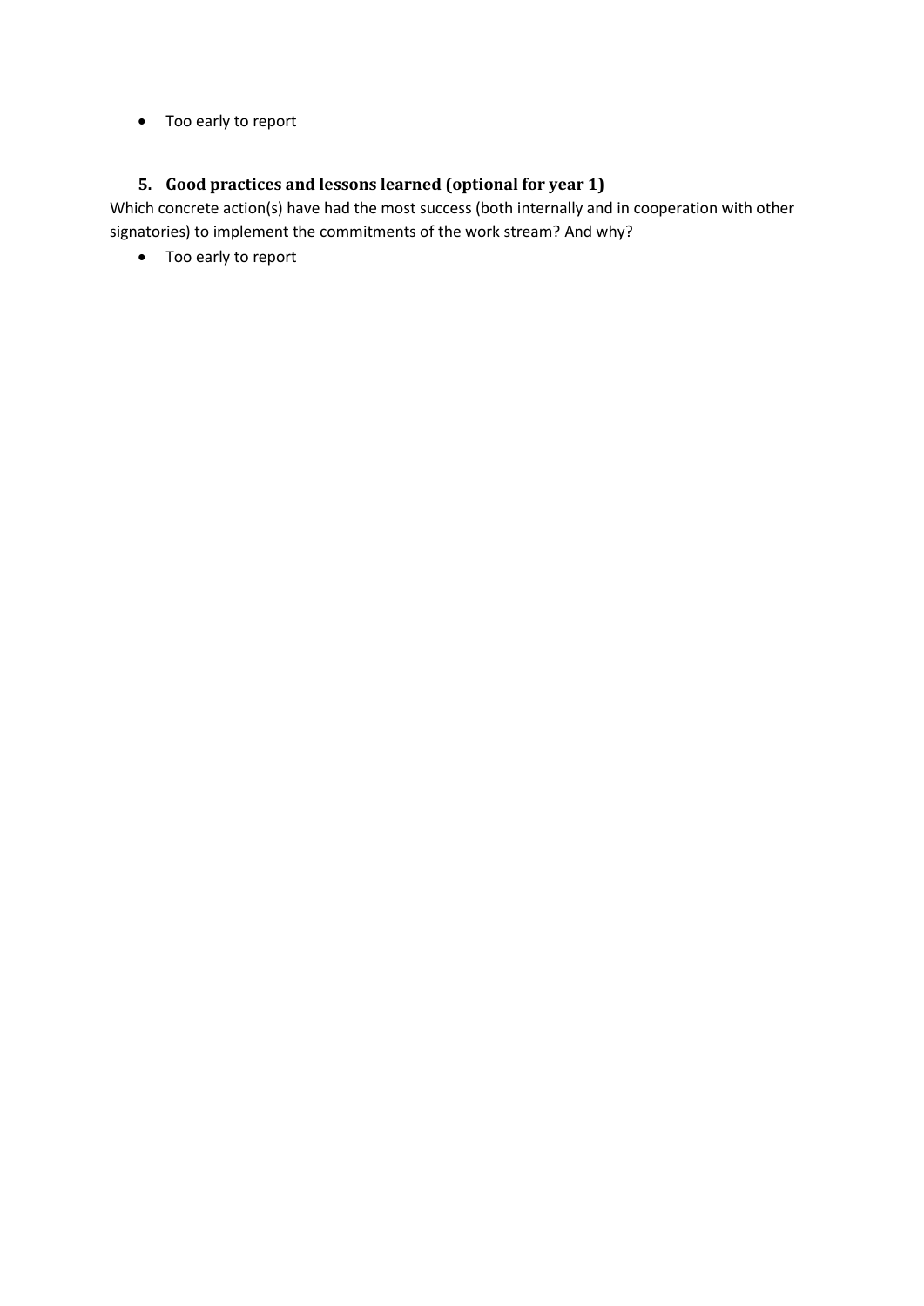- Too early to report

## 5. Good practices and lessons learned (optional for year 1)

Which concrete action(s) have had the most success (both internally and in cooperation with other signatories) to implement the commitments of the work stream? And why?

- Too early to report